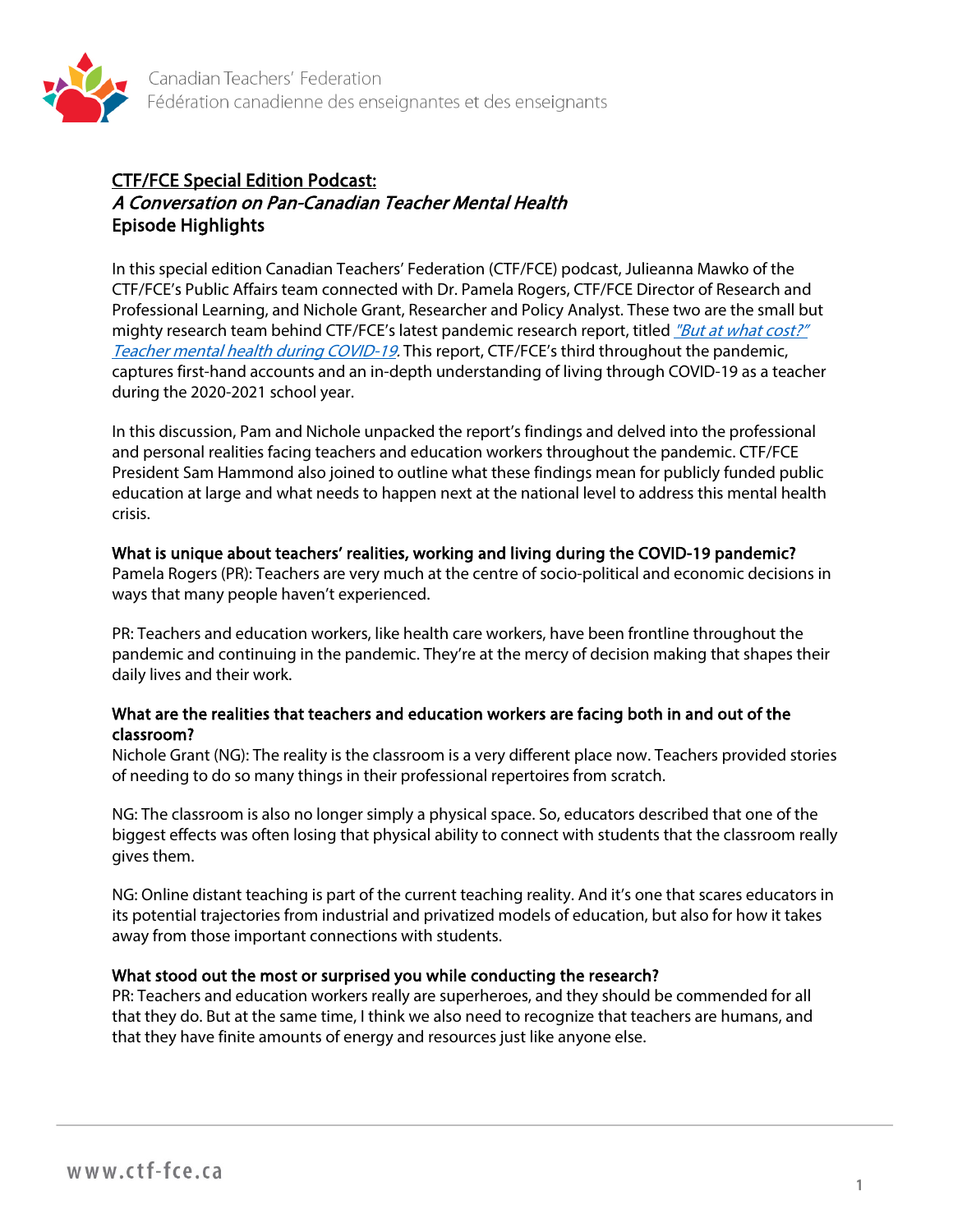Canadian Teachers' Federation
Fédération canadienne des enseignantes et des enseignants

## CTF/FCE Special Edition Podcast:
## *A Conversation on Pan-Canadian Teacher Mental Health*
## Episode Highlights

In this special edition Canadian Teachers' Federation (CTF/FCE) podcast, Julieanna Mawko of the CTF/FCE's Public Affairs team connected with Dr. Pamela Rogers, CTF/FCE Director of Research and Professional Learning, and Nichole Grant, Researcher and Policy Analyst. These two are the small but mighty research team behind CTF/FCE's latest pandemic research report, titled *"But at what cost?" Teacher mental health during COVID-19*. This report, CTF/FCE's third throughout the pandemic, captures first-hand accounts and an in-depth understanding of living through COVID-19 as a teacher during the 2020-2021 school year.

In this discussion, Pam and Nichole unpacked the report's findings and delved into the professional and personal realities facing teachers and education workers throughout the pandemic. CTF/FCE President Sam Hammond also joined to outline what these findings mean for publicly funded public education at large and what needs to happen next at the national level to address this mental health crisis.

**What is unique about teachers' realities, working and living during the COVID-19 pandemic?**
Pamela Rogers (PR): Teachers are very much at the centre of socio-political and economic decisions in ways that many people haven't experienced.

PR: Teachers and education workers, like health care workers, have been frontline throughout the pandemic and continuing in the pandemic. They're at the mercy of decision making that shapes their daily lives and their work.

**What are the realities that teachers and education workers are facing both in and out of the classroom?**
Nichole Grant (NG): The reality is the classroom is a very different place now. Teachers provided stories of needing to do so many things in their professional repertoires from scratch.

NG: The classroom is also no longer simply a physical space. So, educators described that one of the biggest effects was often losing that physical ability to connect with students that the classroom really gives them.

NG: Online distant teaching is part of the current teaching reality. And it's one that scares educators in its potential trajectories from industrial and privatized models of education, but also for how it takes away from those important connections with students.

**What stood out the most or surprised you while conducting the research?**
PR: Teachers and education workers really are superheroes, and they should be commended for all that they do. But at the same time, I think we also need to recognize that teachers are humans, and that they have finite amounts of energy and resources just like anyone else.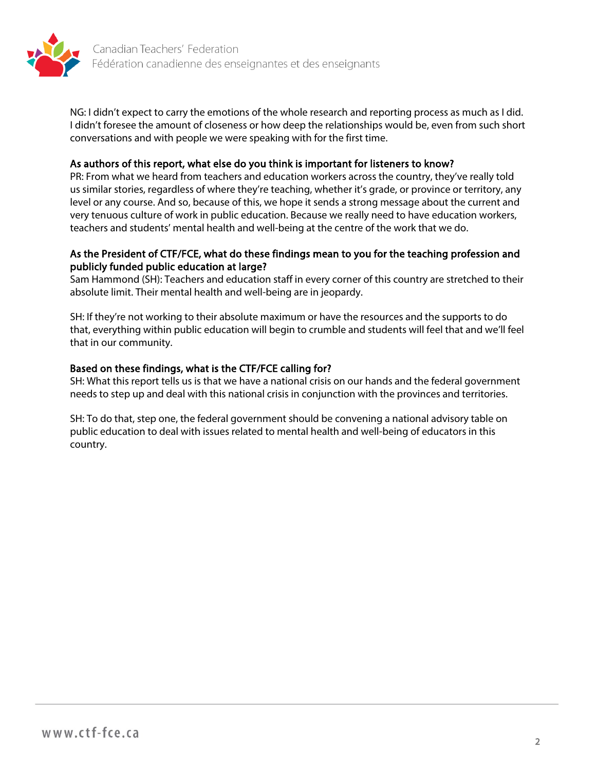NG: I didn't expect to carry the emotions of the whole research and reporting process as much as I did. I didn't foresee the amount of closeness or how deep the relationships would be, even from such short conversations and with people we were speaking with for the first time.

**As authors of this report, what else do you think is important for listeners to know?**
PR: From what we heard from teachers and education workers across the country, they've really told us similar stories, regardless of where they're teaching, whether it's grade, or province or territory, any level or any course. And so, because of this, we hope it sends a strong message about the current and very tenuous culture of work in public education. Because we really need to have education workers, teachers and students' mental health and well-being at the centre of the work that we do.

**As the President of CTF/FCE, what do these findings mean to you for the teaching profession and publicly funded public education at large?**
Sam Hammond (SH): Teachers and education staff in every corner of this country are stretched to their absolute limit. Their mental health and well-being are in jeopardy.

SH: If they're not working to their absolute maximum or have the resources and the supports to do that, everything within public education will begin to crumble and students will feel that and we'll feel that in our community.

**Based on these findings, what is the CTF/FCE calling for?**
SH: What this report tells us is that we have a national crisis on our hands and the federal government needs to step up and deal with this national crisis in conjunction with the provinces and territories.

SH: To do that, step one, the federal government should be convening a national advisory table on public education to deal with issues related to mental health and well-being of educators in this country.